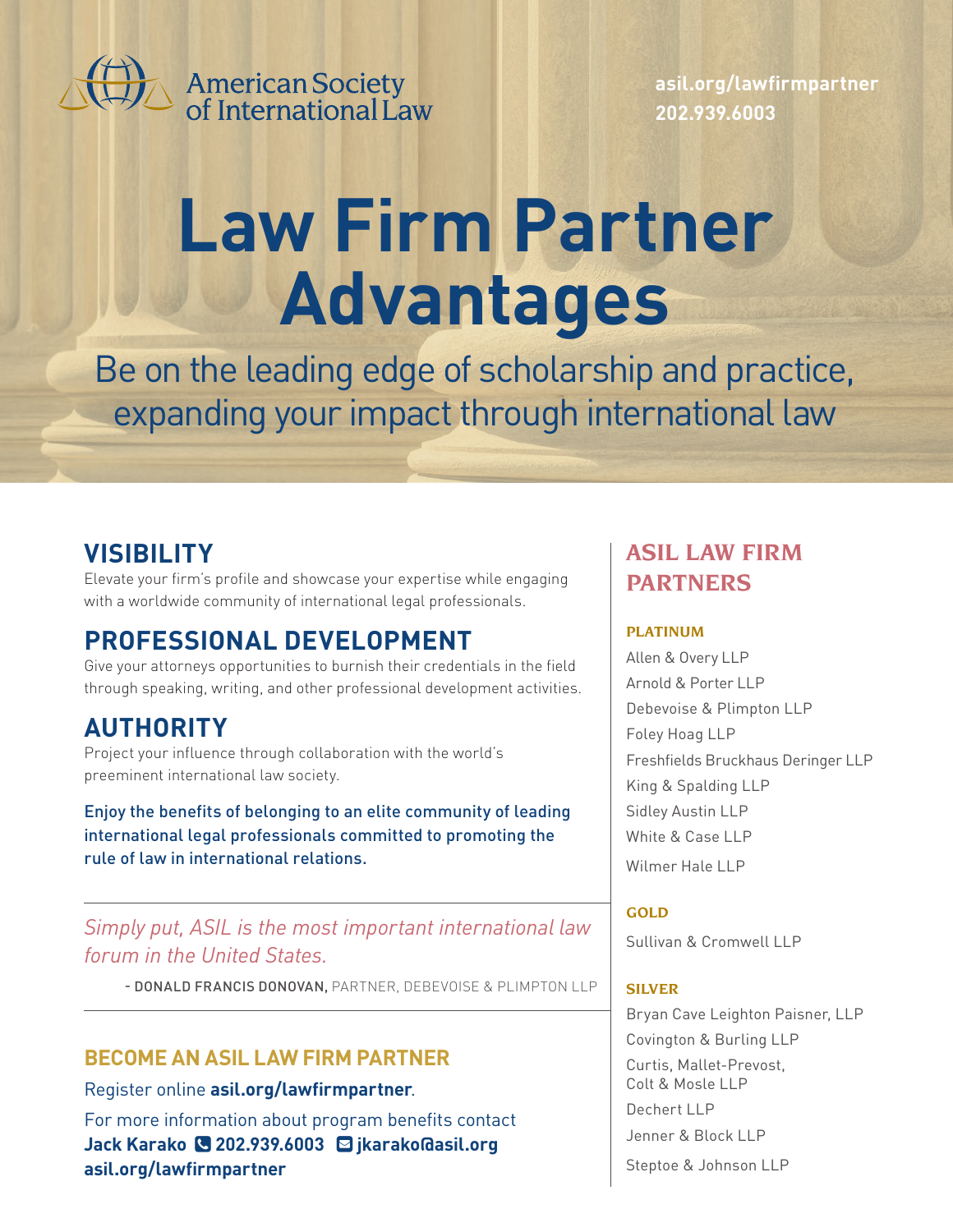American Society of International Law

**asil.org/lawfirmpartner**
**202.939.6003**

# Law Firm Partner Advantages

Be on the leading edge of scholarship and practice, expanding your impact through international law

## VISIBILITY

Elevate your firm's profile and showcase your expertise while engaging with a worldwide community of international legal professionals.

## PROFESSIONAL DEVELOPMENT

Give your attorneys opportunities to burnish their credentials in the field through speaking, writing, and other professional development activities.

## AUTHORITY

Project your influence through collaboration with the world's preeminent international law society.

Enjoy the benefits of belonging to an elite community of leading international legal professionals committed to promoting the rule of law in international relations.

---

*Simply put, ASIL is the most important international law forum in the United States.*

- DONALD FRANCIS DONOVAN, PARTNER, DEBEVOISE & PLIMPTON LLP

---

## BECOME AN ASIL LAW FIRM PARTNER

Register online **asil.org/lawfirmpartner**.

For more information about program benefits contact
**Jack Karako** **202.939.6003** **jkarako@asil.org**
**asil.org/lawfirmpartner**

## ASIL LAW FIRM PARTNERS

### PLATINUM

Allen & Overy LLP
Arnold & Porter LLP
Debevoise & Plimpton LLP
Foley Hoag LLP
Freshfields Bruckhaus Deringer LLP
King & Spalding LLP
Sidley Austin LLP
White & Case LLP
Wilmer Hale LLP

### GOLD

Sullivan & Cromwell LLP

### SILVER

Bryan Cave Leighton Paisner, LLP
Covington & Burling LLP
Curtis, Mallet-Prevost, Colt & Mosle LLP
Dechert LLP
Jenner & Block LLP
Steptoe & Johnson LLP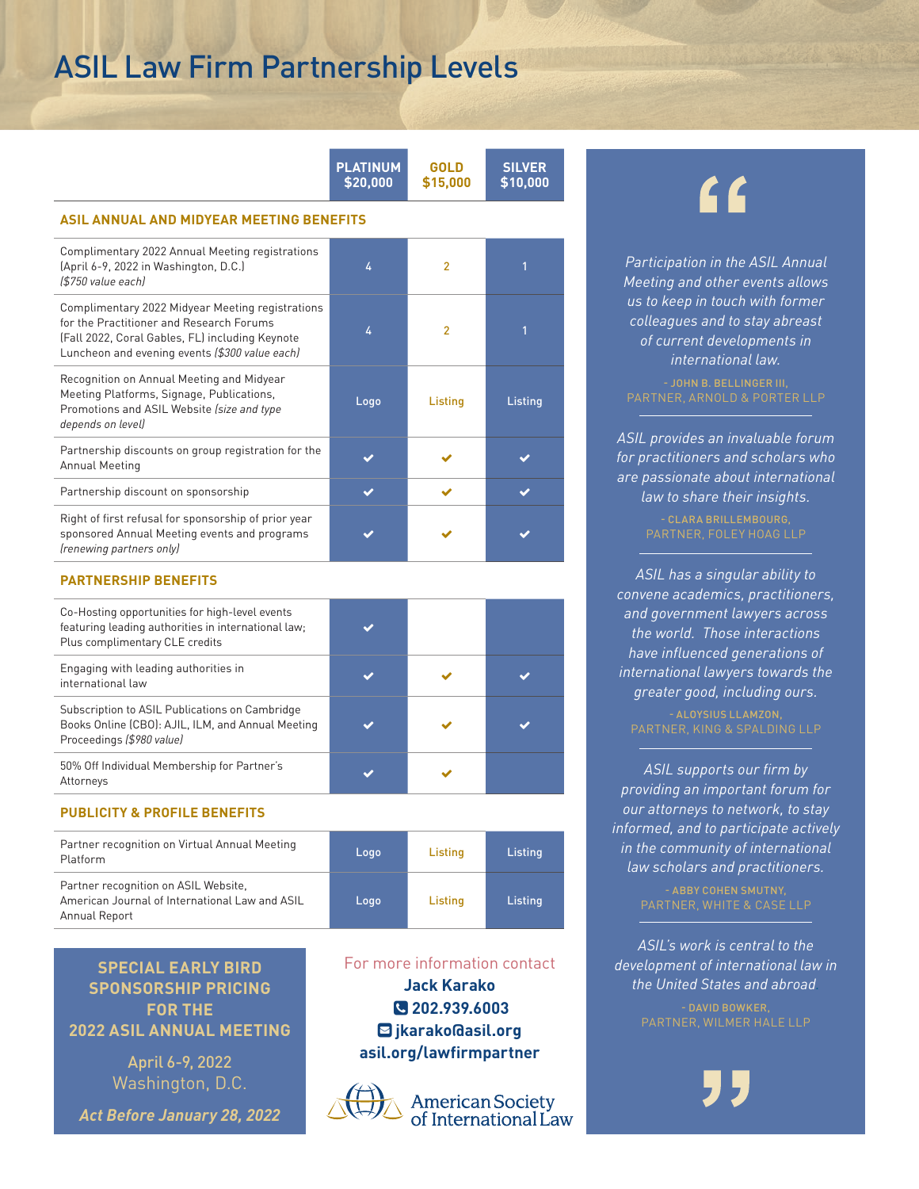# ASIL Law Firm Partnership Levels

| | PLATINUM $20,000 | GOLD $15,000 | SILVER $10,000 |
|---|---|---|---|
| **ASIL ANNUAL AND MIDYEAR MEETING BENEFITS** | | | |
| Complimentary 2022 Annual Meeting registrations (April 6-9, 2022 in Washington, D.C.) *($750 value each)* | 4 | 2 | 1 |
| Complimentary 2022 Midyear Meeting registrations for the Practitioner and Research Forums (Fall 2022, Coral Gables, FL) including Keynote Luncheon and evening events *($300 value each)* | 4 | 2 | 1 |
| Recognition on Annual Meeting and Midyear Meeting Platforms, Signage, Publications, Promotions and ASIL Website *(size and type depends on level)* | Logo | Listing | Listing |
| Partnership discounts on group registration for the Annual Meeting | ✔ | ✔ | ✔ |
| Partnership discount on sponsorship | ✔ | ✔ | ✔ |
| Right of first refusal for sponsorship of prior year sponsored Annual Meeting events and programs *(renewing partners only)* | ✔ | ✔ | ✔ |
| **PARTNERSHIP BENEFITS** | | | |
| Co-Hosting opportunities for high-level events featuring leading authorities in international law; Plus complimentary CLE credits | ✔ | | |
| Engaging with leading authorities in international law | ✔ | ✔ | ✔ |
| Subscription to ASIL Publications on Cambridge Books Online (CBO): AJIL, ILM, and Annual Meeting Proceedings *($980 value)* | ✔ | ✔ | ✔ |
| 50% Off Individual Membership for Partner's Attorneys | ✔ | ✔ | |
| **PUBLICITY & PROFILE BENEFITS** | | | |
| Partner recognition on Virtual Annual Meeting Platform | Logo | Listing | Listing |
| Partner recognition on ASIL Website, American Journal of International Law and ASIL Annual Report | Logo | Listing | Listing |

## SPECIAL EARLY BIRD SPONSORSHIP PRICING FOR THE 2022 ASIL ANNUAL MEETING

April 6-9, 2022
Washington, D.C.

***Act Before January 28, 2022***

For more information contact
**Jack Karako**
**202.939.6003**
**jkarako@asil.org**
**asil.org/lawfirmpartner**

American Society of International Law

*Participation in the ASIL Annual Meeting and other events allows us to keep in touch with former colleagues and to stay abreast of current developments in international law.*

- JOHN B. BELLINGER III, PARTNER, ARNOLD & PORTER LLP

*ASIL provides an invaluable forum for practitioners and scholars who are passionate about international law to share their insights.*

- CLARA BRILLEMBOURG, PARTNER, FOLEY HOAG LLP

*ASIL has a singular ability to convene academics, practitioners, and government lawyers across the world. Those interactions have influenced generations of international lawyers towards the greater good, including ours.*

- ALOYSIUS LLAMZON, PARTNER, KING & SPALDING LLP

*ASIL supports our firm by providing an important forum for our attorneys to network, to stay informed, and to participate actively in the community of international law scholars and practitioners.*

- ABBY COHEN SMUTNY, PARTNER, WHITE & CASE LLP

*ASIL's work is central to the development of international law in the United States and abroad*

- DAVID BOWKER, PARTNER, WILMER HALE LLP